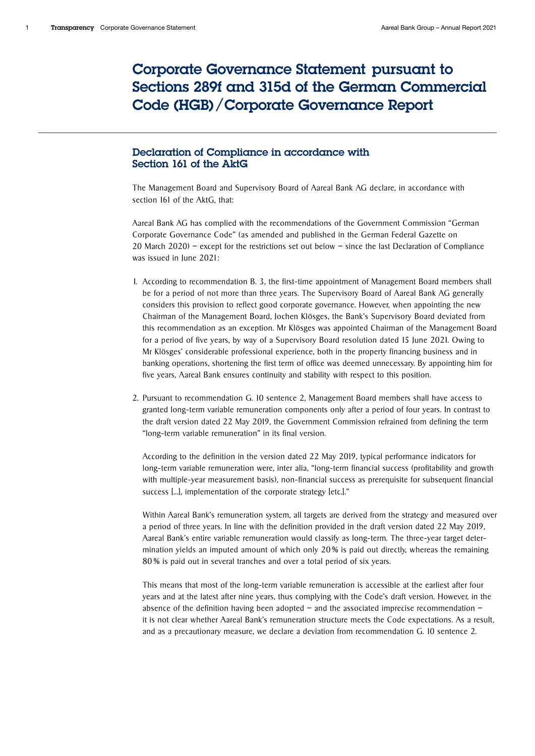# Corporate Governance Statement pursuant to Sections 289f and 315d of the German Commercial Code (HGB)/Corporate Governance Report

## Declaration of Compliance in accordance with Section 161 of the AktG

The Management Board and Supervisory Board of Aareal Bank AG declare, in accordance with section 161 of the AktG, that:

Aareal Bank AG has complied with the recommendations of the Government Commission "German Corporate Governance Code" (as amended and published in the German Federal Gazette on 20 March 2020) – except for the restrictions set out below – since the last Declaration of Compliance was issued in June 2021:

1. According to recommendation B. 3, the first-time appointment of Management Board members shall be for a period of not more than three years. The Supervisory Board of Aareal Bank AG generally considers this provision to reflect good corporate governance. However, when appointing the new Chairman of the Management Board, Jochen Klösges, the Bank's Supervisory Board deviated from this recommendation as an exception. Mr Klösges was appointed Chairman of the Management Board for a period of five years, by way of a Supervisory Board resolution dated 15 June 2021. Owing to Mr Klösges' considerable professional experience, both in the property financing business and in banking operations, shortening the first term of office was deemed unnecessary. By appointing him for five years, Aareal Bank ensures continuity and stability with respect to this position.

2. Pursuant to recommendation G. 10 sentence 2, Management Board members shall have access to granted long-term variable remuneration components only after a period of four years. In contrast to the draft version dated 22 May 2019, the Government Commission refrained from defining the term "long-term variable remuneration" in its final version.

   According to the definition in the version dated 22 May 2019, typical performance indicators for long-term variable remuneration were, inter alia, "long-term financial success (profitability and growth with multiple-year measurement basis), non-financial success as prerequisite for subsequent financial success [...], implementation of the corporate strategy [etc.]."

   Within Aareal Bank's remuneration system, all targets are derived from the strategy and measured over a period of three years. In line with the definition provided in the draft version dated 22 May 2019, Aareal Bank's entire variable remuneration would classify as long-term. The three-year target determination yields an imputed amount of which only 20% is paid out directly, whereas the remaining 80% is paid out in several tranches and over a total period of six years.

   This means that most of the long-term variable remuneration is accessible at the earliest after four years and at the latest after nine years, thus complying with the Code's draft version. However, in the absence of the definition having been adopted – and the associated imprecise recommendation – it is not clear whether Aareal Bank's remuneration structure meets the Code expectations. As a result, and as a precautionary measure, we declare a deviation from recommendation G. 10 sentence 2.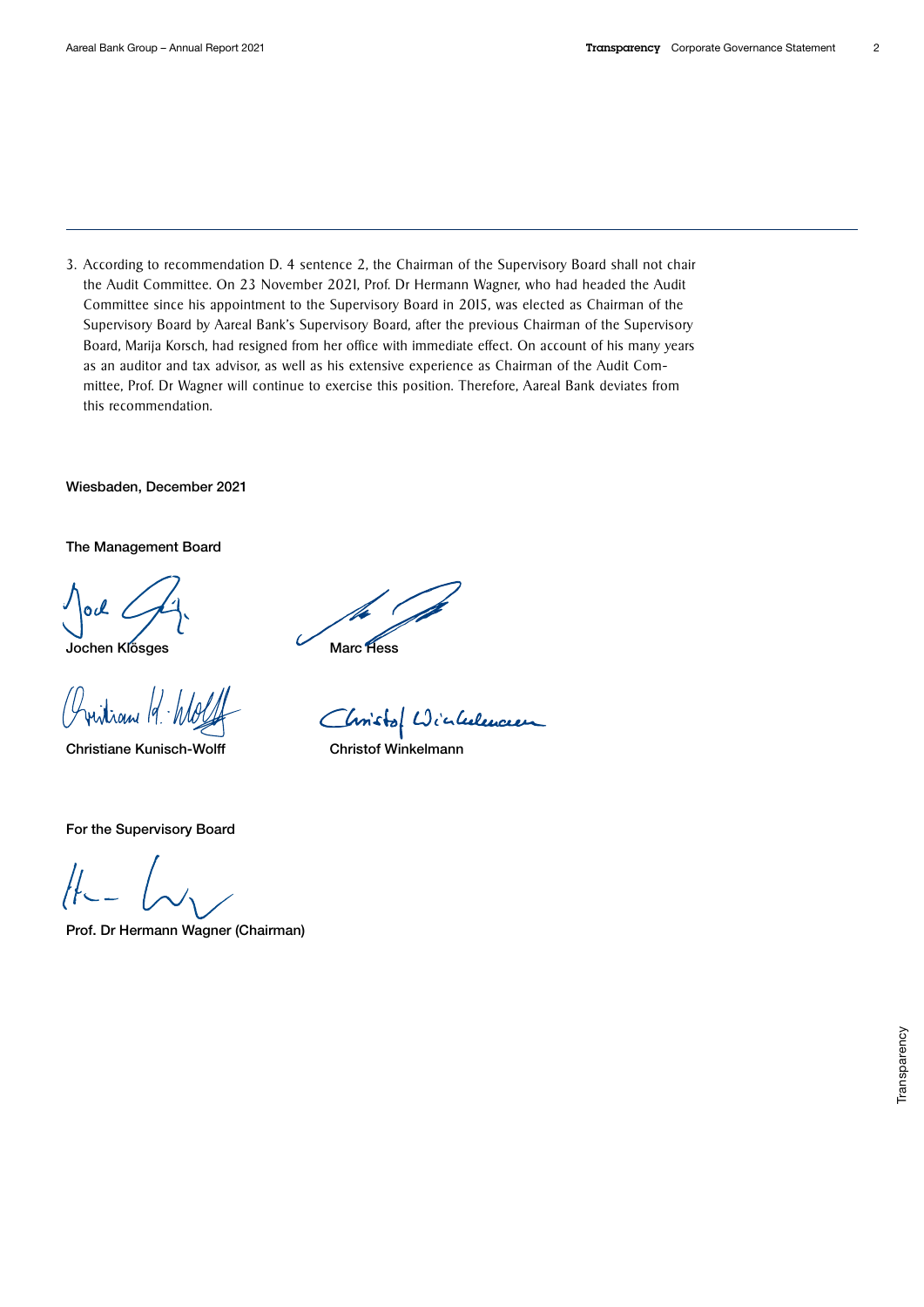3. According to recommendation D. 4 sentence 2, the Chairman of the Supervisory Board shall not chair the Audit Committee. On 23 November 2021, Prof. Dr Hermann Wagner, who had headed the Audit Committee since his appointment to the Supervisory Board in 2015, was elected as Chairman of the Supervisory Board by Aareal Bank's Supervisory Board, after the previous Chairman of the Supervisory Board, Marija Korsch, had resigned from her office with immediate effect. On account of his many years as an auditor and tax advisor, as well as his extensive experience as Chairman of the Audit Committee, Prof. Dr Wagner will continue to exercise this position. Therefore, Aareal Bank deviates from this recommendation.

**Wiesbaden, December 2021**

**The Management Board**

**Jochen Klösges** | **Marc Hess**

**Christiane Kunisch-Wolff** | **Christof Winkelmann**

**For the Supervisory Board**

**Prof. Dr Hermann Wagner (Chairman)**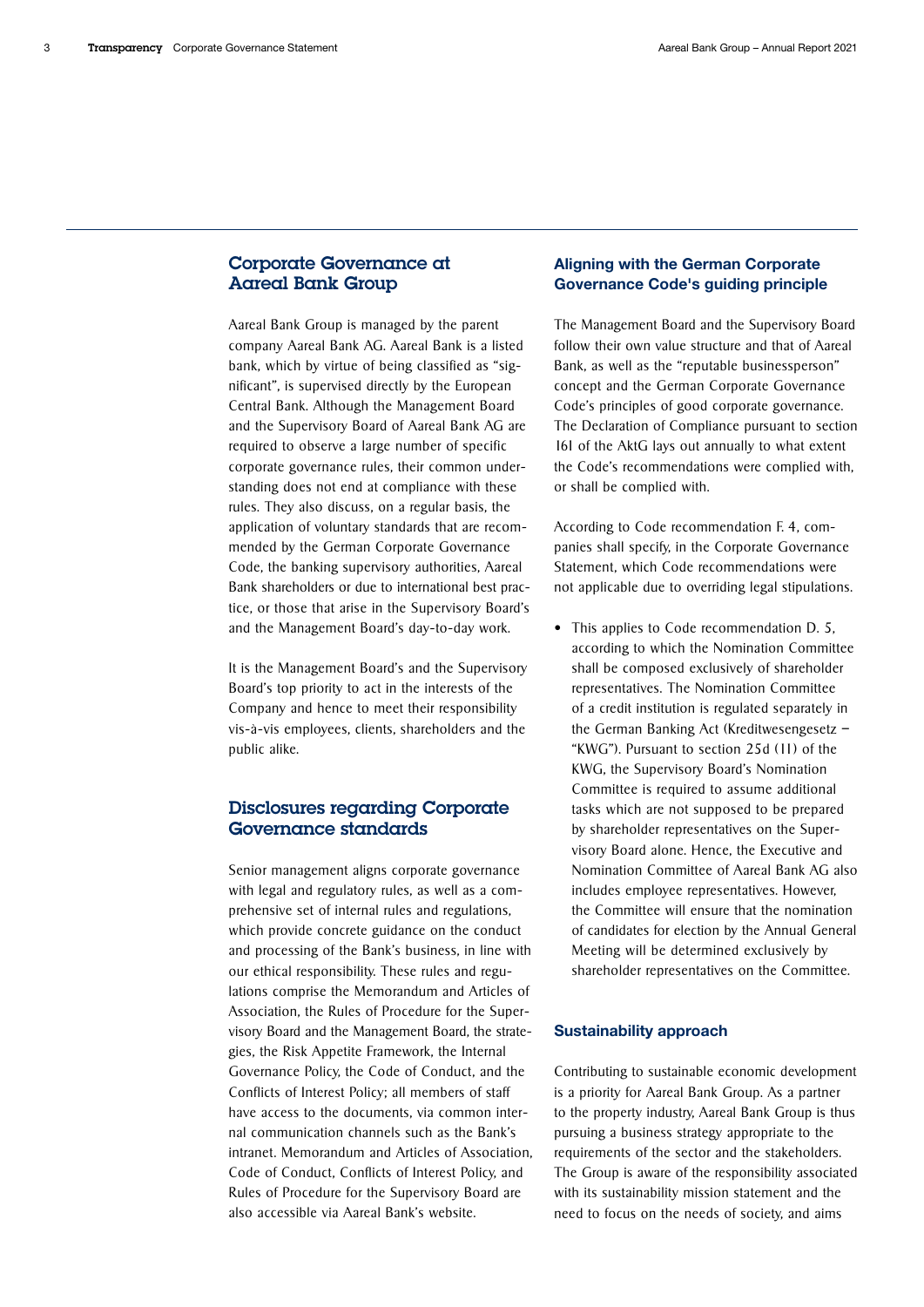## Corporate Governance at Aareal Bank Group

Aareal Bank Group is managed by the parent company Aareal Bank AG. Aareal Bank is a listed bank, which by virtue of being classified as "significant", is supervised directly by the European Central Bank. Although the Management Board and the Supervisory Board of Aareal Bank AG are required to observe a large number of specific corporate governance rules, their common understanding does not end at compliance with these rules. They also discuss, on a regular basis, the application of voluntary standards that are recommended by the German Corporate Governance Code, the banking supervisory authorities, Aareal Bank shareholders or due to international best practice, or those that arise in the Supervisory Board's and the Management Board's day-to-day work.

It is the Management Board's and the Supervisory Board's top priority to act in the interests of the Company and hence to meet their responsibility vis-à-vis employees, clients, shareholders and the public alike.

## Disclosures regarding Corporate Governance standards

Senior management aligns corporate governance with legal and regulatory rules, as well as a comprehensive set of internal rules and regulations, which provide concrete guidance on the conduct and processing of the Bank's business, in line with our ethical responsibility. These rules and regulations comprise the Memorandum and Articles of Association, the Rules of Procedure for the Supervisory Board and the Management Board, the strategies, the Risk Appetite Framework, the Internal Governance Policy, the Code of Conduct, and the Conflicts of Interest Policy; all members of staff have access to the documents, via common internal communication channels such as the Bank's intranet. Memorandum and Articles of Association, Code of Conduct, Conflicts of Interest Policy, and Rules of Procedure for the Supervisory Board are also accessible via Aareal Bank's website.

### Aligning with the German Corporate Governance Code's guiding principle

The Management Board and the Supervisory Board follow their own value structure and that of Aareal Bank, as well as the "reputable businessperson" concept and the German Corporate Governance Code's principles of good corporate governance. The Declaration of Compliance pursuant to section 161 of the AktG lays out annually to what extent the Code's recommendations were complied with, or shall be complied with.

According to Code recommendation F. 4, companies shall specify, in the Corporate Governance Statement, which Code recommendations were not applicable due to overriding legal stipulations.

- This applies to Code recommendation D. 5, according to which the Nomination Committee shall be composed exclusively of shareholder representatives. The Nomination Committee of a credit institution is regulated separately in the German Banking Act (Kreditwesengesetz – "KWG"). Pursuant to section 25d (11) of the KWG, the Supervisory Board's Nomination Committee is required to assume additional tasks which are not supposed to be prepared by shareholder representatives on the Supervisory Board alone. Hence, the Executive and Nomination Committee of Aareal Bank AG also includes employee representatives. However, the Committee will ensure that the nomination of candidates for election by the Annual General Meeting will be determined exclusively by shareholder representatives on the Committee.

### Sustainability approach

Contributing to sustainable economic development is a priority for Aareal Bank Group. As a partner to the property industry, Aareal Bank Group is thus pursuing a business strategy appropriate to the requirements of the sector and the stakeholders. The Group is aware of the responsibility associated with its sustainability mission statement and the need to focus on the needs of society, and aims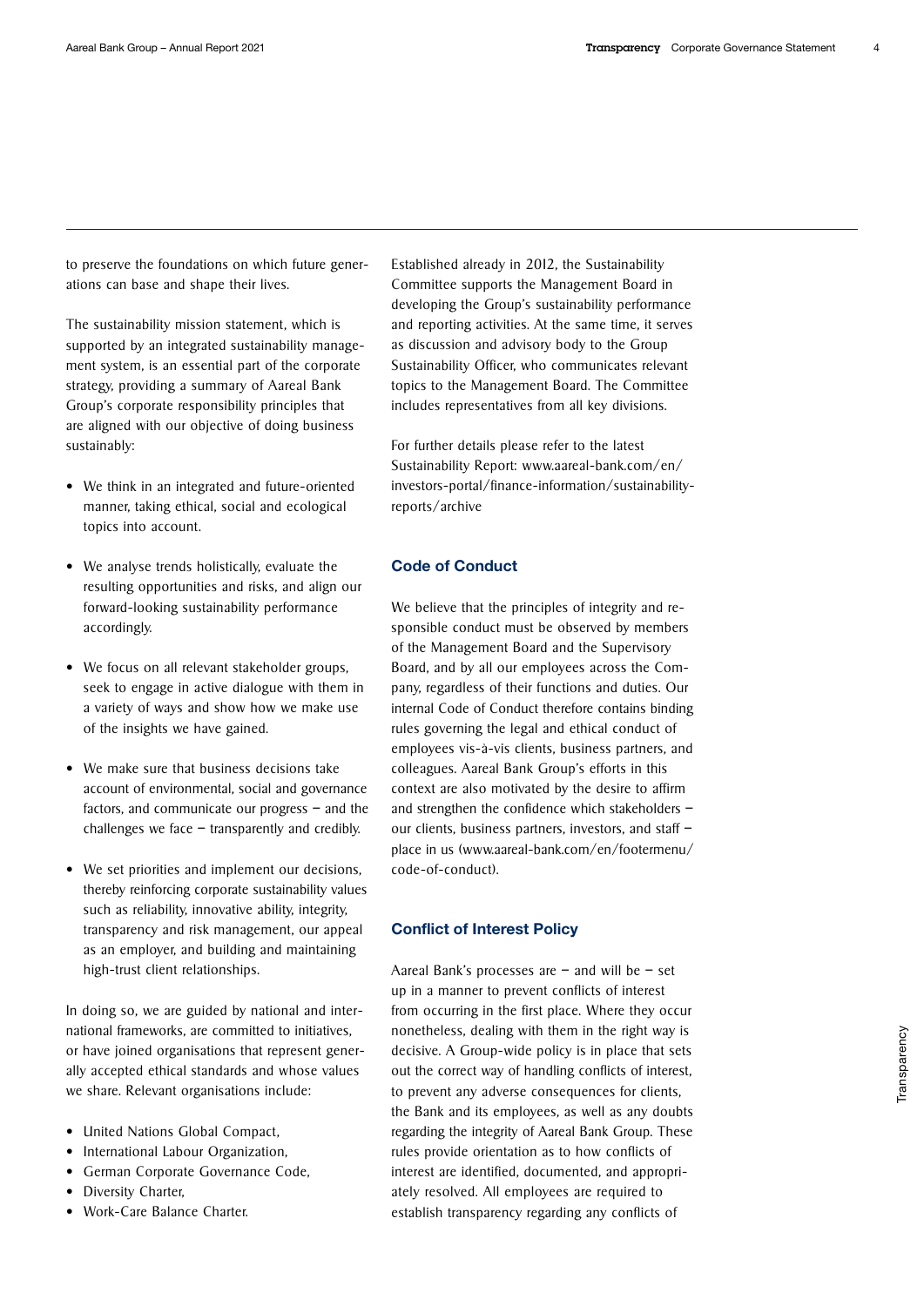to preserve the foundations on which future generations can base and shape their lives.

The sustainability mission statement, which is supported by an integrated sustainability management system, is an essential part of the corporate strategy, providing a summary of Aareal Bank Group's corporate responsibility principles that are aligned with our objective of doing business sustainably:

- We think in an integrated and future-oriented manner, taking ethical, social and ecological topics into account.
- We analyse trends holistically, evaluate the resulting opportunities and risks, and align our forward-looking sustainability performance accordingly.
- We focus on all relevant stakeholder groups, seek to engage in active dialogue with them in a variety of ways and show how we make use of the insights we have gained.
- We make sure that business decisions take account of environmental, social and governance factors, and communicate our progress – and the challenges we face – transparently and credibly.
- We set priorities and implement our decisions, thereby reinforcing corporate sustainability values such as reliability, innovative ability, integrity, transparency and risk management, our appeal as an employer, and building and maintaining high-trust client relationships.

In doing so, we are guided by national and international frameworks, are committed to initiatives, or have joined organisations that represent generally accepted ethical standards and whose values we share. Relevant organisations include:

- United Nations Global Compact,
- International Labour Organization,
- German Corporate Governance Code,
- Diversity Charter,
- Work-Care Balance Charter.

Established already in 2012, the Sustainability Committee supports the Management Board in developing the Group's sustainability performance and reporting activities. At the same time, it serves as discussion and advisory body to the Group Sustainability Officer, who communicates relevant topics to the Management Board. The Committee includes representatives from all key divisions.

For further details please refer to the latest Sustainability Report: www.aareal-bank.com/en/investors-portal/finance-information/sustainability-reports/archive

## Code of Conduct

We believe that the principles of integrity and responsible conduct must be observed by members of the Management Board and the Supervisory Board, and by all our employees across the Company, regardless of their functions and duties. Our internal Code of Conduct therefore contains binding rules governing the legal and ethical conduct of employees vis-à-vis clients, business partners, and colleagues. Aareal Bank Group's efforts in this context are also motivated by the desire to affirm and strengthen the confidence which stakeholders – our clients, business partners, investors, and staff – place in us (www.aareal-bank.com/en/footermenu/code-of-conduct).

## Conflict of Interest Policy

Aareal Bank's processes are – and will be – set up in a manner to prevent conflicts of interest from occurring in the first place. Where they occur nonetheless, dealing with them in the right way is decisive. A Group-wide policy is in place that sets out the correct way of handling conflicts of interest, to prevent any adverse consequences for clients, the Bank and its employees, as well as any doubts regarding the integrity of Aareal Bank Group. These rules provide orientation as to how conflicts of interest are identified, documented, and appropriately resolved. All employees are required to establish transparency regarding any conflicts of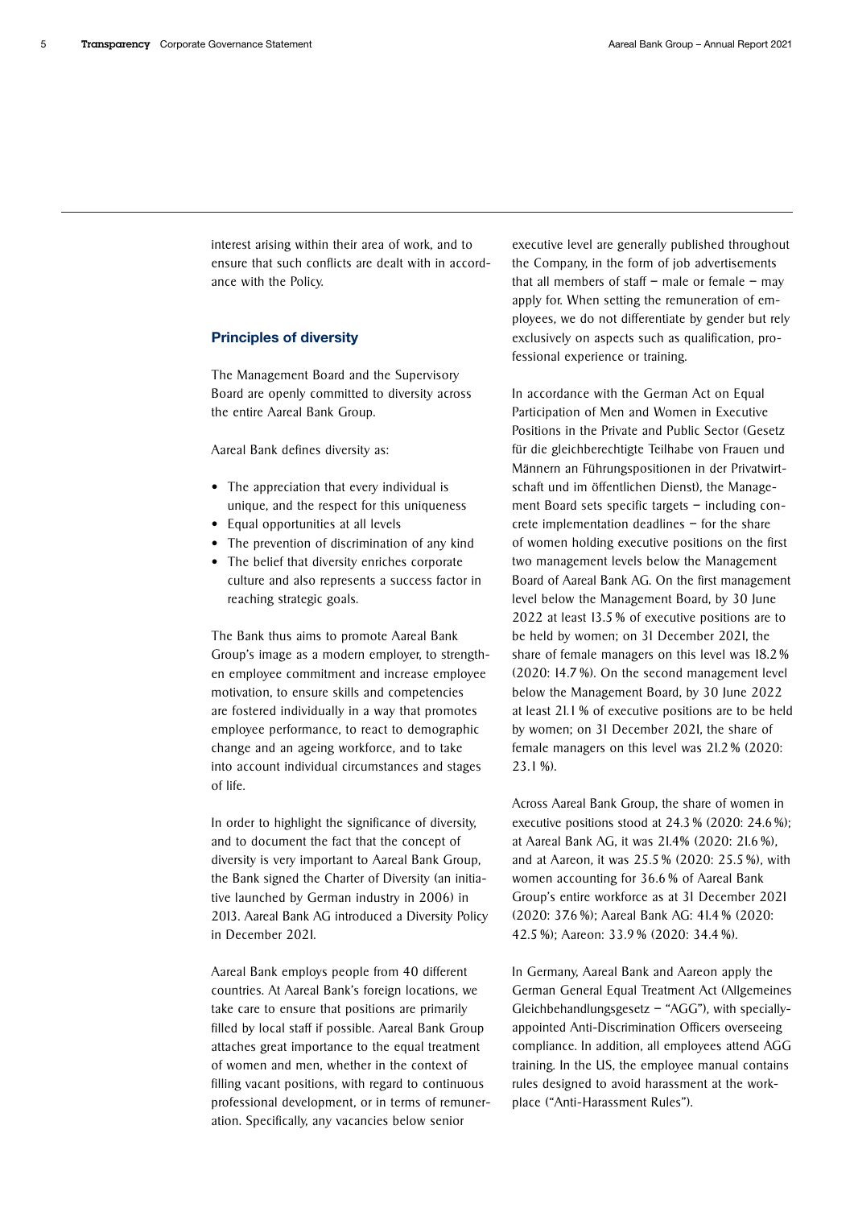interest arising within their area of work, and to ensure that such conflicts are dealt with in accordance with the Policy.

## Principles of diversity

The Management Board and the Supervisory Board are openly committed to diversity across the entire Aareal Bank Group.

Aareal Bank defines diversity as:

- The appreciation that every individual is unique, and the respect for this uniqueness
- Equal opportunities at all levels
- The prevention of discrimination of any kind
- The belief that diversity enriches corporate culture and also represents a success factor in reaching strategic goals.

The Bank thus aims to promote Aareal Bank Group's image as a modern employer, to strengthen employee commitment and increase employee motivation, to ensure skills and competencies are fostered individually in a way that promotes employee performance, to react to demographic change and an ageing workforce, and to take into account individual circumstances and stages of life.

In order to highlight the significance of diversity, and to document the fact that the concept of diversity is very important to Aareal Bank Group, the Bank signed the Charter of Diversity (an initiative launched by German industry in 2006) in 2013. Aareal Bank AG introduced a Diversity Policy in December 2021.

Aareal Bank employs people from 40 different countries. At Aareal Bank's foreign locations, we take care to ensure that positions are primarily filled by local staff if possible. Aareal Bank Group attaches great importance to the equal treatment of women and men, whether in the context of filling vacant positions, with regard to continuous professional development, or in terms of remuneration. Specifically, any vacancies below senior executive level are generally published throughout the Company, in the form of job advertisements that all members of staff – male or female – may apply for. When setting the remuneration of employees, we do not differentiate by gender but rely exclusively on aspects such as qualification, professional experience or training.

In accordance with the German Act on Equal Participation of Men and Women in Executive Positions in the Private and Public Sector (Gesetz für die gleichberechtigte Teilhabe von Frauen und Männern an Führungspositionen in der Privatwirtschaft und im öffentlichen Dienst), the Management Board sets specific targets – including concrete implementation deadlines – for the share of women holding executive positions on the first two management levels below the Management Board of Aareal Bank AG. On the first management level below the Management Board, by 30 June 2022 at least 13.5 % of executive positions are to be held by women; on 31 December 2021, the share of female managers on this level was 18.2 % (2020: 14.7 %). On the second management level below the Management Board, by 30 June 2022 at least 21.1 % of executive positions are to be held by women; on 31 December 2021, the share of female managers on this level was 21.2 % (2020: 23.1 %).

Across Aareal Bank Group, the share of women in executive positions stood at 24.3 % (2020: 24.6 %); at Aareal Bank AG, it was 21.4% (2020: 21.6 %), and at Aareon, it was 25.5 % (2020: 25.5 %), with women accounting for 36.6 % of Aareal Bank Group's entire workforce as at 31 December 2021 (2020: 37.6 %); Aareal Bank AG: 41.4 % (2020: 42.5 %); Aareon: 33.9 % (2020: 34.4 %).

In Germany, Aareal Bank and Aareon apply the German General Equal Treatment Act (Allgemeines Gleichbehandlungsgesetz – "AGG"), with specially-appointed Anti-Discrimination Officers overseeing compliance. In addition, all employees attend AGG training. In the US, the employee manual contains rules designed to avoid harassment at the workplace ("Anti-Harassment Rules").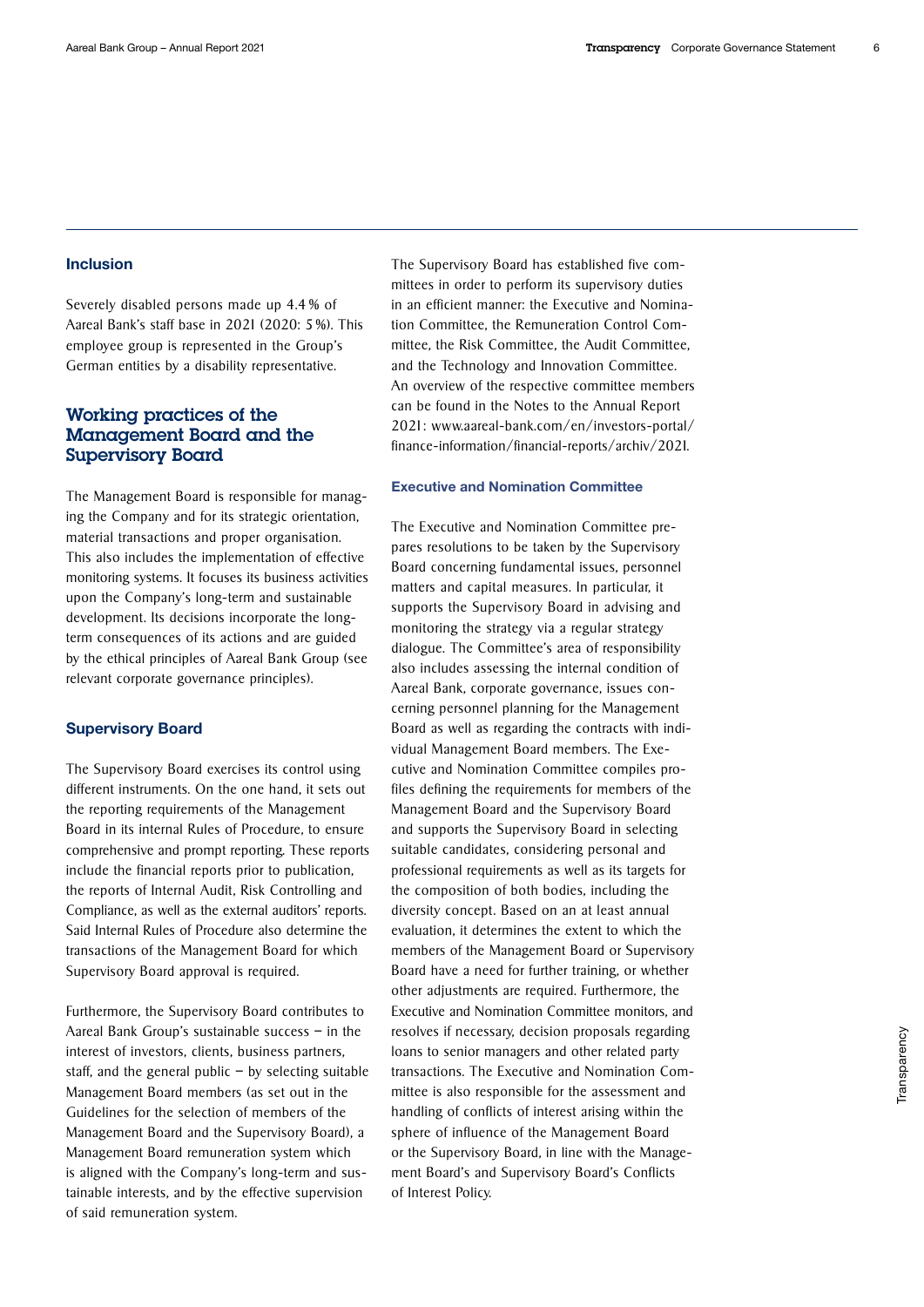## Inclusion

Severely disabled persons made up 4.4 % of Aareal Bank's staff base in 2021 (2020: 5 %). This employee group is represented in the Group's German entities by a disability representative.

## Working practices of the Management Board and the Supervisory Board

The Management Board is responsible for managing the Company and for its strategic orientation, material transactions and proper organisation. This also includes the implementation of effective monitoring systems. It focuses its business activities upon the Company's long-term and sustainable development. Its decisions incorporate the long-term consequences of its actions and are guided by the ethical principles of Aareal Bank Group (see relevant corporate governance principles).

### Supervisory Board

The Supervisory Board exercises its control using different instruments. On the one hand, it sets out the reporting requirements of the Management Board in its internal Rules of Procedure, to ensure comprehensive and prompt reporting. These reports include the financial reports prior to publication, the reports of Internal Audit, Risk Controlling and Compliance, as well as the external auditors' reports. Said Internal Rules of Procedure also determine the transactions of the Management Board for which Supervisory Board approval is required.

Furthermore, the Supervisory Board contributes to Aareal Bank Group's sustainable success – in the interest of investors, clients, business partners, staff, and the general public – by selecting suitable Management Board members (as set out in the Guidelines for the selection of members of the Management Board and the Supervisory Board), a Management Board remuneration system which is aligned with the Company's long-term and sustainable interests, and by the effective supervision of said remuneration system.

The Supervisory Board has established five committees in order to perform its supervisory duties in an efficient manner: the Executive and Nomination Committee, the Remuneration Control Committee, the Risk Committee, the Audit Committee, and the Technology and Innovation Committee. An overview of the respective committee members can be found in the Notes to the Annual Report 2021: www.aareal-bank.com/en/investors-portal/finance-information/financial-reports/archiv/2021.

#### Executive and Nomination Committee

The Executive and Nomination Committee prepares resolutions to be taken by the Supervisory Board concerning fundamental issues, personnel matters and capital measures. In particular, it supports the Supervisory Board in advising and monitoring the strategy via a regular strategy dialogue. The Committee's area of responsibility also includes assessing the internal condition of Aareal Bank, corporate governance, issues concerning personnel planning for the Management Board as well as regarding the contracts with individual Management Board members. The Executive and Nomination Committee compiles profiles defining the requirements for members of the Management Board and the Supervisory Board and supports the Supervisory Board in selecting suitable candidates, considering personal and professional requirements as well as its targets for the composition of both bodies, including the diversity concept. Based on an at least annual evaluation, it determines the extent to which the members of the Management Board or Supervisory Board have a need for further training, or whether other adjustments are required. Furthermore, the Executive and Nomination Committee monitors, and resolves if necessary, decision proposals regarding loans to senior managers and other related party transactions. The Executive and Nomination Committee is also responsible for the assessment and handling of conflicts of interest arising within the sphere of influence of the Management Board or the Supervisory Board, in line with the Management Board's and Supervisory Board's Conflicts of Interest Policy.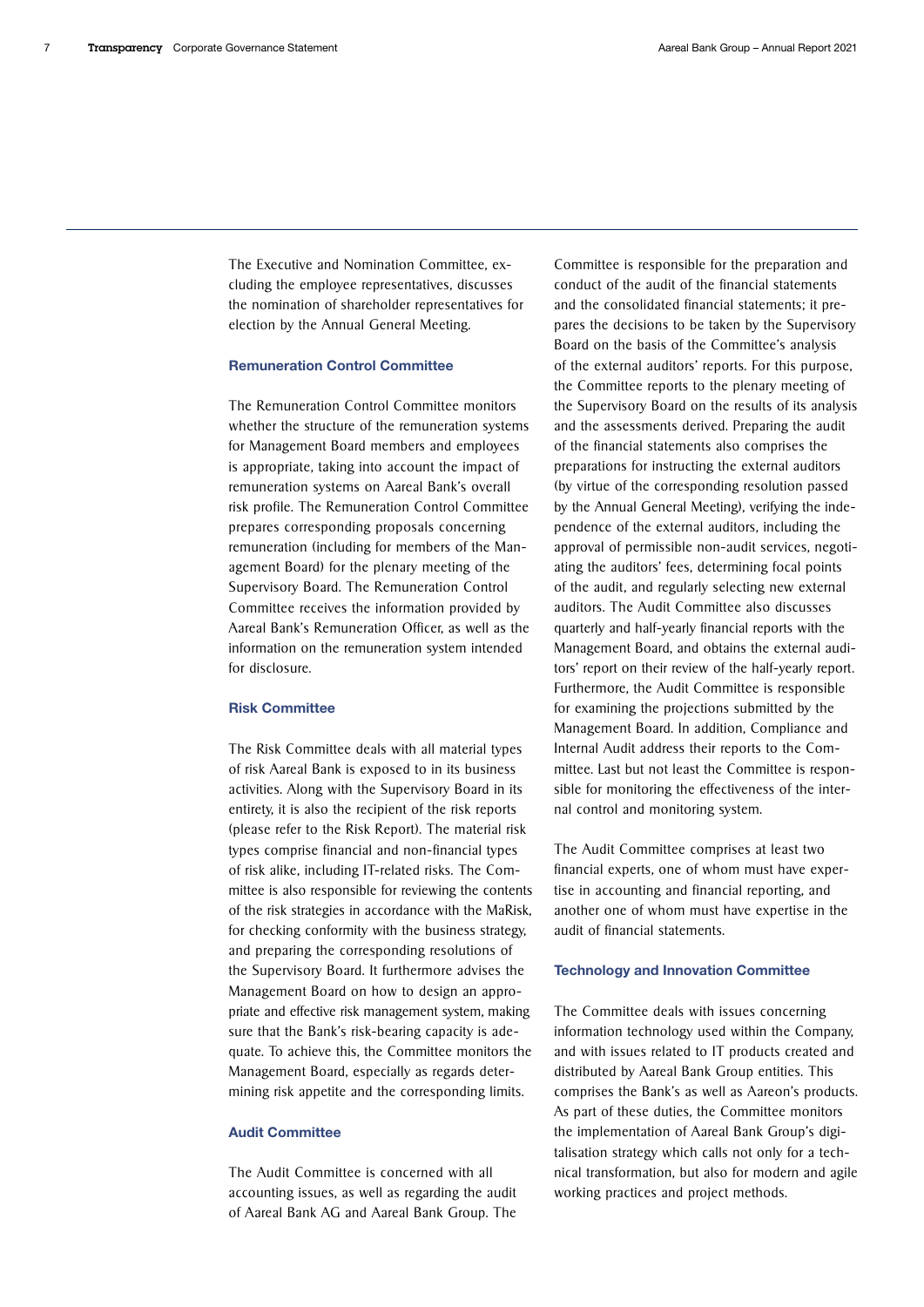The Executive and Nomination Committee, excluding the employee representatives, discusses the nomination of shareholder representatives for election by the Annual General Meeting.

### Remuneration Control Committee

The Remuneration Control Committee monitors whether the structure of the remuneration systems for Management Board members and employees is appropriate, taking into account the impact of remuneration systems on Aareal Bank's overall risk profile. The Remuneration Control Committee prepares corresponding proposals concerning remuneration (including for members of the Management Board) for the plenary meeting of the Supervisory Board. The Remuneration Control Committee receives the information provided by Aareal Bank's Remuneration Officer, as well as the information on the remuneration system intended for disclosure.

### Risk Committee

The Risk Committee deals with all material types of risk Aareal Bank is exposed to in its business activities. Along with the Supervisory Board in its entirety, it is also the recipient of the risk reports (please refer to the Risk Report). The material risk types comprise financial and non-financial types of risk alike, including IT-related risks. The Committee is also responsible for reviewing the contents of the risk strategies in accordance with the MaRisk, for checking conformity with the business strategy, and preparing the corresponding resolutions of the Supervisory Board. It furthermore advises the Management Board on how to design an appropriate and effective risk management system, making sure that the Bank's risk-bearing capacity is adequate. To achieve this, the Committee monitors the Management Board, especially as regards determining risk appetite and the corresponding limits.

### Audit Committee

The Audit Committee is concerned with all accounting issues, as well as regarding the audit of Aareal Bank AG and Aareal Bank Group. The Committee is responsible for the preparation and conduct of the audit of the financial statements and the consolidated financial statements; it prepares the decisions to be taken by the Supervisory Board on the basis of the Committee's analysis of the external auditors' reports. For this purpose, the Committee reports to the plenary meeting of the Supervisory Board on the results of its analysis and the assessments derived. Preparing the audit of the financial statements also comprises the preparations for instructing the external auditors (by virtue of the corresponding resolution passed by the Annual General Meeting), verifying the independence of the external auditors, including the approval of permissible non-audit services, negotiating the auditors' fees, determining focal points of the audit, and regularly selecting new external auditors. The Audit Committee also discusses quarterly and half-yearly financial reports with the Management Board, and obtains the external auditors' report on their review of the half-yearly report. Furthermore, the Audit Committee is responsible for examining the projections submitted by the Management Board. In addition, Compliance and Internal Audit address their reports to the Committee. Last but not least the Committee is responsible for monitoring the effectiveness of the internal control and monitoring system.

The Audit Committee comprises at least two financial experts, one of whom must have expertise in accounting and financial reporting, and another one of whom must have expertise in the audit of financial statements.

### Technology and Innovation Committee

The Committee deals with issues concerning information technology used within the Company, and with issues related to IT products created and distributed by Aareal Bank Group entities. This comprises the Bank's as well as Aareon's products. As part of these duties, the Committee monitors the implementation of Aareal Bank Group's digitalisation strategy which calls not only for a technical transformation, but also for modern and agile working practices and project methods.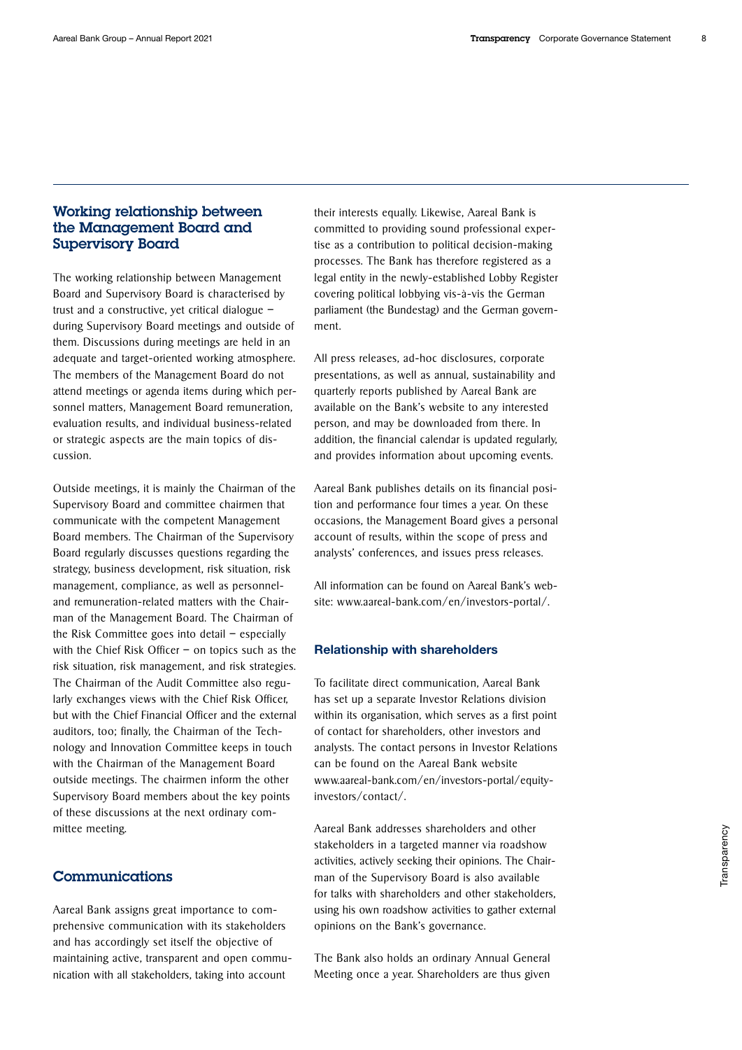## Working relationship between the Management Board and Supervisory Board

The working relationship between Management Board and Supervisory Board is characterised by trust and a constructive, yet critical dialogue – during Supervisory Board meetings and outside of them. Discussions during meetings are held in an adequate and target-oriented working atmosphere. The members of the Management Board do not attend meetings or agenda items during which personnel matters, Management Board remuneration, evaluation results, and individual business-related or strategic aspects are the main topics of discussion.

Outside meetings, it is mainly the Chairman of the Supervisory Board and committee chairmen that communicate with the competent Management Board members. The Chairman of the Supervisory Board regularly discusses questions regarding the strategy, business development, risk situation, risk management, compliance, as well as personnel- and remuneration-related matters with the Chairman of the Management Board. The Chairman of the Risk Committee goes into detail – especially with the Chief Risk Officer – on topics such as the risk situation, risk management, and risk strategies. The Chairman of the Audit Committee also regularly exchanges views with the Chief Risk Officer, but with the Chief Financial Officer and the external auditors, too; finally, the Chairman of the Technology and Innovation Committee keeps in touch with the Chairman of the Management Board outside meetings. The chairmen inform the other Supervisory Board members about the key points of these discussions at the next ordinary committee meeting.

## Communications

Aareal Bank assigns great importance to comprehensive communication with its stakeholders and has accordingly set itself the objective of maintaining active, transparent and open communication with all stakeholders, taking into account their interests equally. Likewise, Aareal Bank is committed to providing sound professional expertise as a contribution to political decision-making processes. The Bank has therefore registered as a legal entity in the newly-established Lobby Register covering political lobbying vis-à-vis the German parliament (the Bundestag) and the German government.

All press releases, ad-hoc disclosures, corporate presentations, as well as annual, sustainability and quarterly reports published by Aareal Bank are available on the Bank's website to any interested person, and may be downloaded from there. In addition, the financial calendar is updated regularly, and provides information about upcoming events.

Aareal Bank publishes details on its financial position and performance four times a year. On these occasions, the Management Board gives a personal account of results, within the scope of press and analysts' conferences, and issues press releases.

All information can be found on Aareal Bank's website: www.aareal-bank.com/en/investors-portal/.

### Relationship with shareholders

To facilitate direct communication, Aareal Bank has set up a separate Investor Relations division within its organisation, which serves as a first point of contact for shareholders, other investors and analysts. The contact persons in Investor Relations can be found on the Aareal Bank website www.aareal-bank.com/en/investors-portal/equity-investors/contact/.

Aareal Bank addresses shareholders and other stakeholders in a targeted manner via roadshow activities, actively seeking their opinions. The Chairman of the Supervisory Board is also available for talks with shareholders and other stakeholders, using his own roadshow activities to gather external opinions on the Bank's governance.

The Bank also holds an ordinary Annual General Meeting once a year. Shareholders are thus given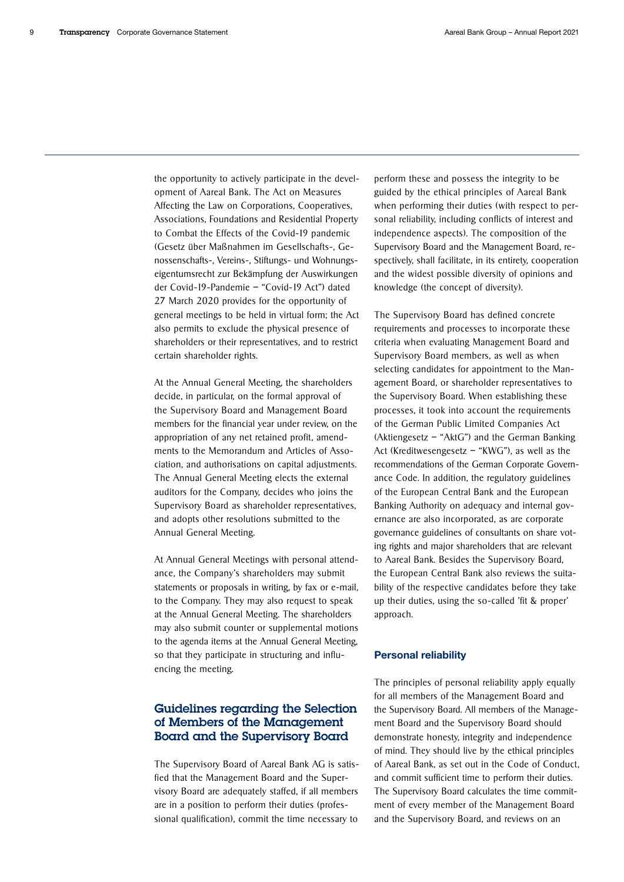the opportunity to actively participate in the development of Aareal Bank. The Act on Measures Affecting the Law on Corporations, Cooperatives, Associations, Foundations and Residential Property to Combat the Effects of the Covid-19 pandemic (Gesetz über Maßnahmen im Gesellschafts-, Genossenschafts-, Vereins-, Stiftungs- und Wohnungseigentumsrecht zur Bekämpfung der Auswirkungen der Covid-19-Pandemie – "Covid-19 Act") dated 27 March 2020 provides for the opportunity of general meetings to be held in virtual form; the Act also permits to exclude the physical presence of shareholders or their representatives, and to restrict certain shareholder rights.

At the Annual General Meeting, the shareholders decide, in particular, on the formal approval of the Supervisory Board and Management Board members for the financial year under review, on the appropriation of any net retained profit, amendments to the Memorandum and Articles of Association, and authorisations on capital adjustments. The Annual General Meeting elects the external auditors for the Company, decides who joins the Supervisory Board as shareholder representatives, and adopts other resolutions submitted to the Annual General Meeting.

At Annual General Meetings with personal attendance, the Company's shareholders may submit statements or proposals in writing, by fax or e-mail, to the Company. They may also request to speak at the Annual General Meeting. The shareholders may also submit counter or supplemental motions to the agenda items at the Annual General Meeting, so that they participate in structuring and influencing the meeting.

## Guidelines regarding the Selection of Members of the Management Board and the Supervisory Board

The Supervisory Board of Aareal Bank AG is satisfied that the Management Board and the Supervisory Board are adequately staffed, if all members are in a position to perform their duties (professional qualification), commit the time necessary to perform these and possess the integrity to be guided by the ethical principles of Aareal Bank when performing their duties (with respect to personal reliability, including conflicts of interest and independence aspects). The composition of the Supervisory Board and the Management Board, respectively, shall facilitate, in its entirety, cooperation and the widest possible diversity of opinions and knowledge (the concept of diversity).

The Supervisory Board has defined concrete requirements and processes to incorporate these criteria when evaluating Management Board and Supervisory Board members, as well as when selecting candidates for appointment to the Management Board, or shareholder representatives to the Supervisory Board. When establishing these processes, it took into account the requirements of the German Public Limited Companies Act (Aktiengesetz – "AktG") and the German Banking Act (Kreditwesengesetz – "KWG"), as well as the recommendations of the German Corporate Governance Code. In addition, the regulatory guidelines of the European Central Bank and the European Banking Authority on adequacy and internal governance are also incorporated, as are corporate governance guidelines of consultants on share voting rights and major shareholders that are relevant to Aareal Bank. Besides the Supervisory Board, the European Central Bank also reviews the suitability of the respective candidates before they take up their duties, using the so-called 'fit & proper' approach.

### Personal reliability

The principles of personal reliability apply equally for all members of the Management Board and the Supervisory Board. All members of the Management Board and the Supervisory Board should demonstrate honesty, integrity and independence of mind. They should live by the ethical principles of Aareal Bank, as set out in the Code of Conduct, and commit sufficient time to perform their duties. The Supervisory Board calculates the time commitment of every member of the Management Board and the Supervisory Board, and reviews on an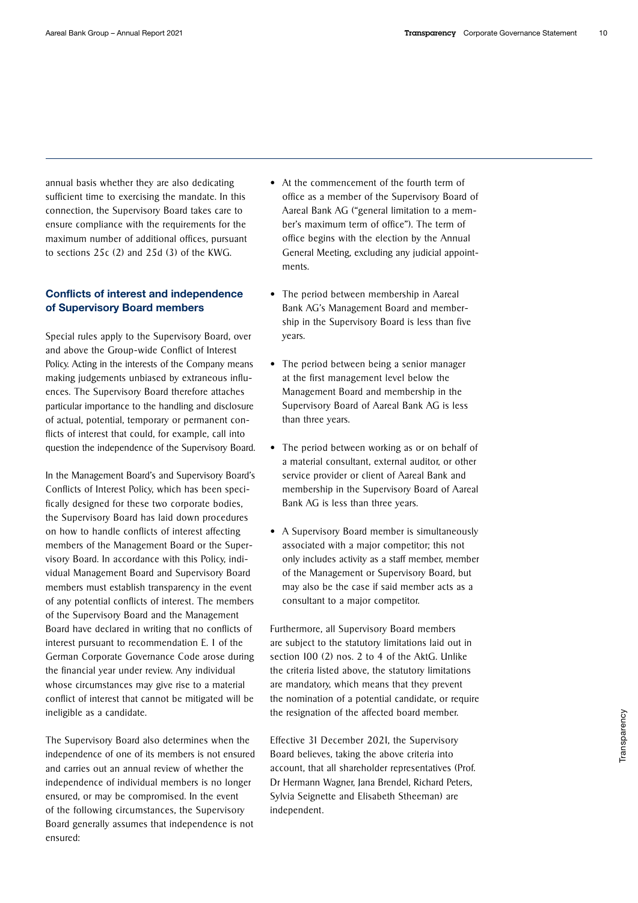annual basis whether they are also dedicating sufficient time to exercising the mandate. In this connection, the Supervisory Board takes care to ensure compliance with the requirements for the maximum number of additional offices, pursuant to sections 25c (2) and 25d (3) of the KWG.

## Conflicts of interest and independence of Supervisory Board members

Special rules apply to the Supervisory Board, over and above the Group-wide Conflict of Interest Policy. Acting in the interests of the Company means making judgements unbiased by extraneous influences. The Supervisory Board therefore attaches particular importance to the handling and disclosure of actual, potential, temporary or permanent conflicts of interest that could, for example, call into question the independence of the Supervisory Board.

In the Management Board's and Supervisory Board's Conflicts of Interest Policy, which has been specifically designed for these two corporate bodies, the Supervisory Board has laid down procedures on how to handle conflicts of interest affecting members of the Management Board or the Supervisory Board. In accordance with this Policy, individual Management Board and Supervisory Board members must establish transparency in the event of any potential conflicts of interest. The members of the Supervisory Board and the Management Board have declared in writing that no conflicts of interest pursuant to recommendation E. 1 of the German Corporate Governance Code arose during the financial year under review. Any individual whose circumstances may give rise to a material conflict of interest that cannot be mitigated will be ineligible as a candidate.

The Supervisory Board also determines when the independence of one of its members is not ensured and carries out an annual review of whether the independence of individual members is no longer ensured, or may be compromised. In the event of the following circumstances, the Supervisory Board generally assumes that independence is not ensured:

- At the commencement of the fourth term of office as a member of the Supervisory Board of Aareal Bank AG ("general limitation to a member's maximum term of office"). The term of office begins with the election by the Annual General Meeting, excluding any judicial appointments.

- The period between membership in Aareal Bank AG's Management Board and membership in the Supervisory Board is less than five years.

- The period between being a senior manager at the first management level below the Management Board and membership in the Supervisory Board of Aareal Bank AG is less than three years.

- The period between working as or on behalf of a material consultant, external auditor, or other service provider or client of Aareal Bank and membership in the Supervisory Board of Aareal Bank AG is less than three years.

- A Supervisory Board member is simultaneously associated with a major competitor; this not only includes activity as a staff member, member of the Management or Supervisory Board, but may also be the case if said member acts as a consultant to a major competitor.

Furthermore, all Supervisory Board members are subject to the statutory limitations laid out in section 100 (2) nos. 2 to 4 of the AktG. Unlike the criteria listed above, the statutory limitations are mandatory, which means that they prevent the nomination of a potential candidate, or require the resignation of the affected board member.

Effective 31 December 2021, the Supervisory Board believes, taking the above criteria into account, that all shareholder representatives (Prof. Dr Hermann Wagner, Jana Brendel, Richard Peters, Sylvia Seignette and Elisabeth Stheeman) are independent.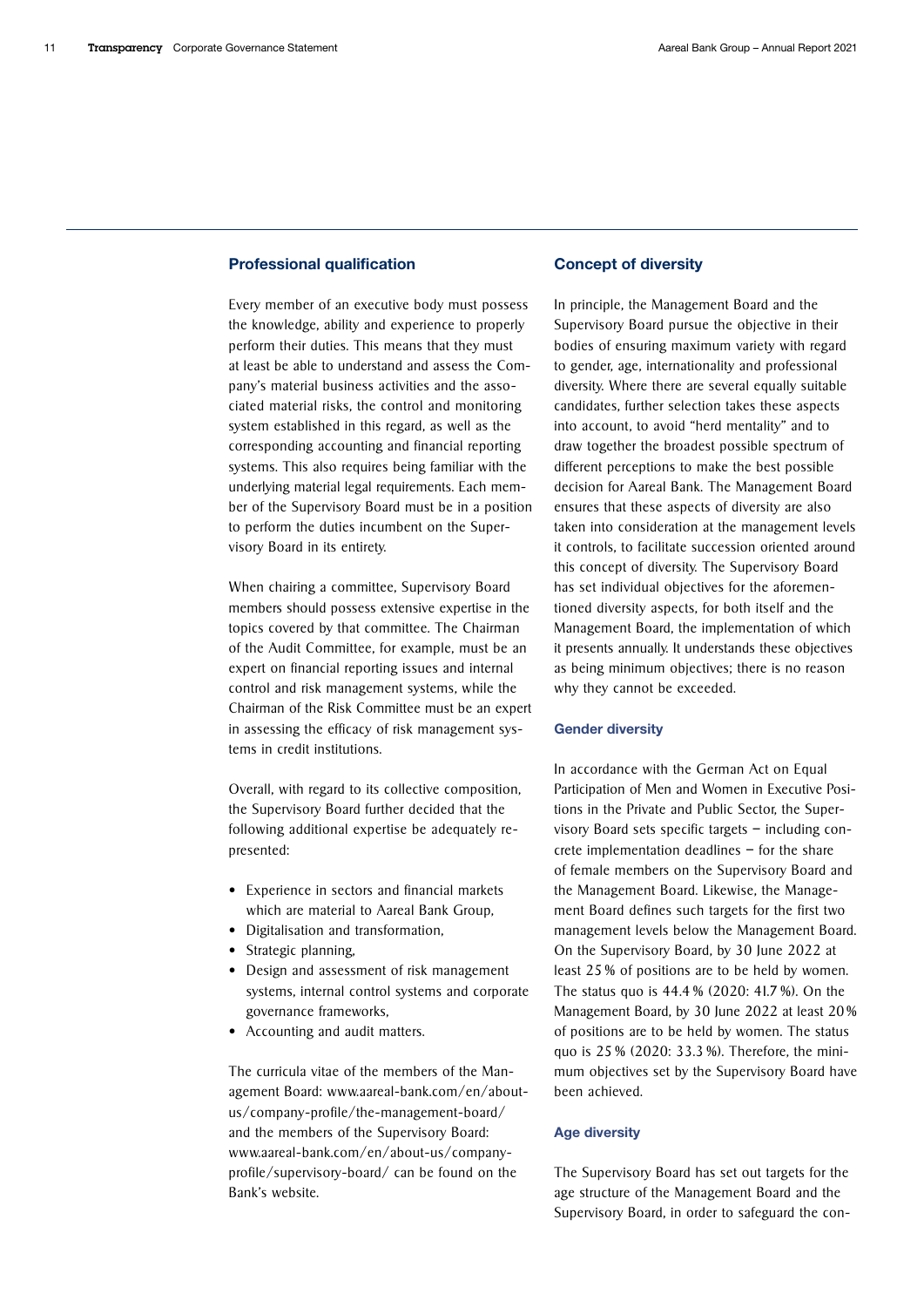## Professional qualification

Every member of an executive body must possess the knowledge, ability and experience to properly perform their duties. This means that they must at least be able to understand and assess the Company's material business activities and the associated material risks, the control and monitoring system established in this regard, as well as the corresponding accounting and financial reporting systems. This also requires being familiar with the underlying material legal requirements. Each member of the Supervisory Board must be in a position to perform the duties incumbent on the Supervisory Board in its entirety.

When chairing a committee, Supervisory Board members should possess extensive expertise in the topics covered by that committee. The Chairman of the Audit Committee, for example, must be an expert on financial reporting issues and internal control and risk management systems, while the Chairman of the Risk Committee must be an expert in assessing the efficacy of risk management systems in credit institutions.

Overall, with regard to its collective composition, the Supervisory Board further decided that the following additional expertise be adequately represented:

- Experience in sectors and financial markets which are material to Aareal Bank Group,
- Digitalisation and transformation,
- Strategic planning,
- Design and assessment of risk management systems, internal control systems and corporate governance frameworks,
- Accounting and audit matters.

The curricula vitae of the members of the Management Board: www.aareal-bank.com/en/about-us/company-profile/the-management-board/ and the members of the Supervisory Board: www.aareal-bank.com/en/about-us/company-profile/supervisory-board/ can be found on the Bank's website.

## Concept of diversity

In principle, the Management Board and the Supervisory Board pursue the objective in their bodies of ensuring maximum variety with regard to gender, age, internationality and professional diversity. Where there are several equally suitable candidates, further selection takes these aspects into account, to avoid "herd mentality" and to draw together the broadest possible spectrum of different perceptions to make the best possible decision for Aareal Bank. The Management Board ensures that these aspects of diversity are also taken into consideration at the management levels it controls, to facilitate succession oriented around this concept of diversity. The Supervisory Board has set individual objectives for the aforementioned diversity aspects, for both itself and the Management Board, the implementation of which it presents annually. It understands these objectives as being minimum objectives; there is no reason why they cannot be exceeded.

### Gender diversity

In accordance with the German Act on Equal Participation of Men and Women in Executive Positions in the Private and Public Sector, the Supervisory Board sets specific targets – including concrete implementation deadlines – for the share of female members on the Supervisory Board and the Management Board. Likewise, the Management Board defines such targets for the first two management levels below the Management Board. On the Supervisory Board, by 30 June 2022 at least 25 % of positions are to be held by women. The status quo is 44.4 % (2020: 41.7 %). On the Management Board, by 30 June 2022 at least 20 % of positions are to be held by women. The status quo is 25 % (2020: 33.3 %). Therefore, the minimum objectives set by the Supervisory Board have been achieved.

### Age diversity

The Supervisory Board has set out targets for the age structure of the Management Board and the Supervisory Board, in order to safeguard the con-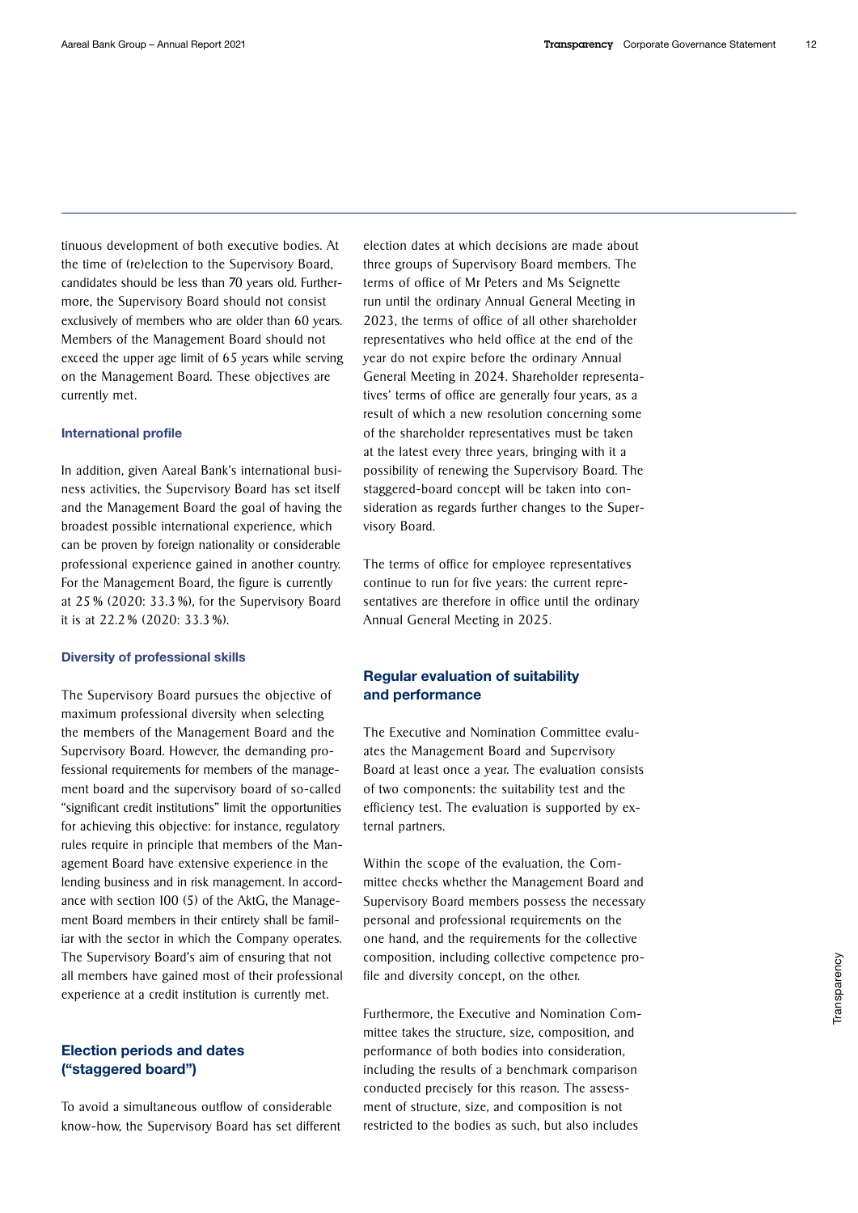tinuous development of both executive bodies. At the time of (re)election to the Supervisory Board, candidates should be less than 70 years old. Furthermore, the Supervisory Board should not consist exclusively of members who are older than 60 years. Members of the Management Board should not exceed the upper age limit of 65 years while serving on the Management Board. These objectives are currently met.

#### International profile

In addition, given Aareal Bank's international business activities, the Supervisory Board has set itself and the Management Board the goal of having the broadest possible international experience, which can be proven by foreign nationality or considerable professional experience gained in another country. For the Management Board, the figure is currently at 25 % (2020: 33.3 %), for the Supervisory Board it is at 22.2 % (2020: 33.3 %).

#### Diversity of professional skills

The Supervisory Board pursues the objective of maximum professional diversity when selecting the members of the Management Board and the Supervisory Board. However, the demanding professional requirements for members of the management board and the supervisory board of so-called "significant credit institutions" limit the opportunities for achieving this objective: for instance, regulatory rules require in principle that members of the Management Board have extensive experience in the lending business and in risk management. In accordance with section 100 (5) of the AktG, the Management Board members in their entirety shall be familiar with the sector in which the Company operates. The Supervisory Board's aim of ensuring that not all members have gained most of their professional experience at a credit institution is currently met.

### Election periods and dates ("staggered board")

To avoid a simultaneous outflow of considerable know-how, the Supervisory Board has set different election dates at which decisions are made about three groups of Supervisory Board members. The terms of office of Mr Peters and Ms Seignette run until the ordinary Annual General Meeting in 2023, the terms of office of all other shareholder representatives who held office at the end of the year do not expire before the ordinary Annual General Meeting in 2024. Shareholder representatives' terms of office are generally four years, as a result of which a new resolution concerning some of the shareholder representatives must be taken at the latest every three years, bringing with it a possibility of renewing the Supervisory Board. The staggered-board concept will be taken into consideration as regards further changes to the Supervisory Board.

The terms of office for employee representatives continue to run for five years: the current representatives are therefore in office until the ordinary Annual General Meeting in 2025.

### Regular evaluation of suitability and performance

The Executive and Nomination Committee evaluates the Management Board and Supervisory Board at least once a year. The evaluation consists of two components: the suitability test and the efficiency test. The evaluation is supported by external partners.

Within the scope of the evaluation, the Committee checks whether the Management Board and Supervisory Board members possess the necessary personal and professional requirements on the one hand, and the requirements for the collective composition, including collective competence profile and diversity concept, on the other.

Furthermore, the Executive and Nomination Committee takes the structure, size, composition, and performance of both bodies into consideration, including the results of a benchmark comparison conducted precisely for this reason. The assessment of structure, size, and composition is not restricted to the bodies as such, but also includes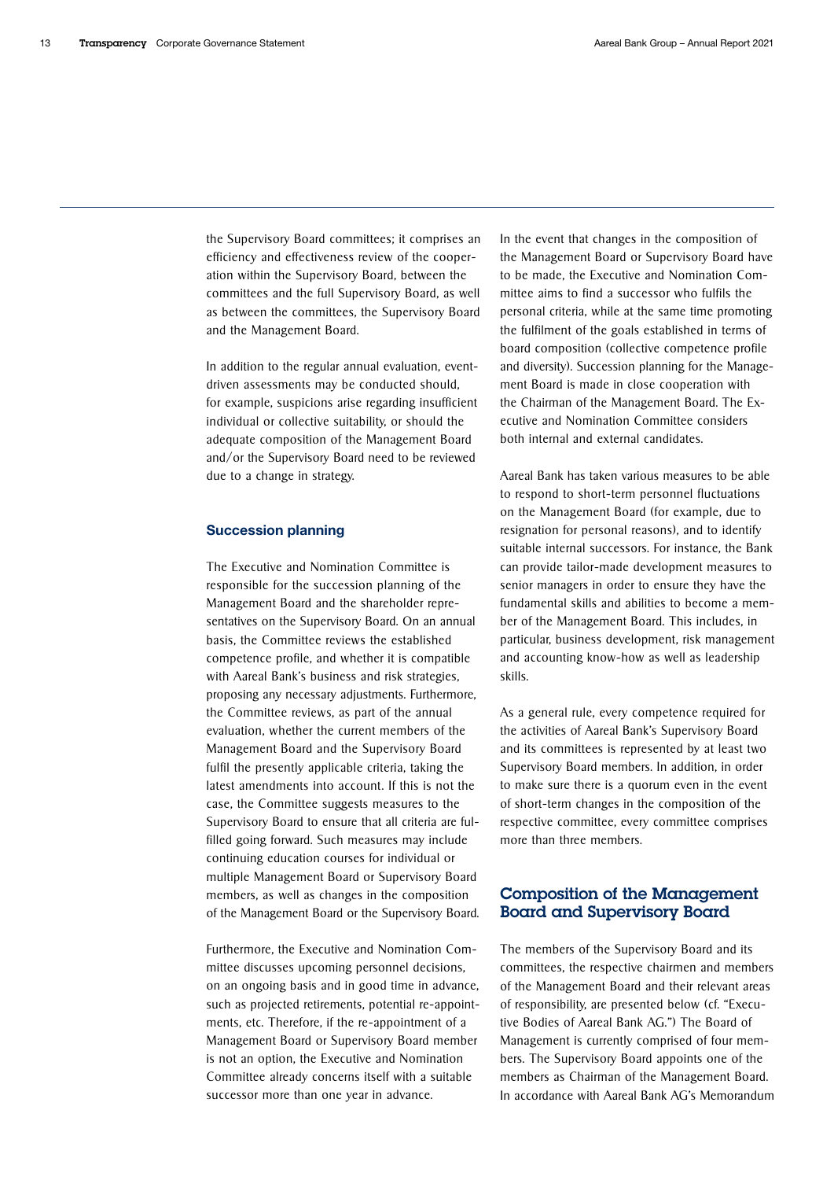the Supervisory Board committees; it comprises an efficiency and effectiveness review of the cooperation within the Supervisory Board, between the committees and the full Supervisory Board, as well as between the committees, the Supervisory Board and the Management Board.

In addition to the regular annual evaluation, event-driven assessments may be conducted should, for example, suspicions arise regarding insufficient individual or collective suitability, or should the adequate composition of the Management Board and/or the Supervisory Board need to be reviewed due to a change in strategy.

### Succession planning

The Executive and Nomination Committee is responsible for the succession planning of the Management Board and the shareholder representatives on the Supervisory Board. On an annual basis, the Committee reviews the established competence profile, and whether it is compatible with Aareal Bank's business and risk strategies, proposing any necessary adjustments. Furthermore, the Committee reviews, as part of the annual evaluation, whether the current members of the Management Board and the Supervisory Board fulfil the presently applicable criteria, taking the latest amendments into account. If this is not the case, the Committee suggests measures to the Supervisory Board to ensure that all criteria are fulfilled going forward. Such measures may include continuing education courses for individual or multiple Management Board or Supervisory Board members, as well as changes in the composition of the Management Board or the Supervisory Board.

Furthermore, the Executive and Nomination Committee discusses upcoming personnel decisions, on an ongoing basis and in good time in advance, such as projected retirements, potential re-appointments, etc. Therefore, if the re-appointment of a Management Board or Supervisory Board member is not an option, the Executive and Nomination Committee already concerns itself with a suitable successor more than one year in advance.

In the event that changes in the composition of the Management Board or Supervisory Board have to be made, the Executive and Nomination Committee aims to find a successor who fulfils the personal criteria, while at the same time promoting the fulfilment of the goals established in terms of board composition (collective competence profile and diversity). Succession planning for the Management Board is made in close cooperation with the Chairman of the Management Board. The Executive and Nomination Committee considers both internal and external candidates.

Aareal Bank has taken various measures to be able to respond to short-term personnel fluctuations on the Management Board (for example, due to resignation for personal reasons), and to identify suitable internal successors. For instance, the Bank can provide tailor-made development measures to senior managers in order to ensure they have the fundamental skills and abilities to become a member of the Management Board. This includes, in particular, business development, risk management and accounting know-how as well as leadership skills.

As a general rule, every competence required for the activities of Aareal Bank's Supervisory Board and its committees is represented by at least two Supervisory Board members. In addition, in order to make sure there is a quorum even in the event of short-term changes in the composition of the respective committee, every committee comprises more than three members.

## Composition of the Management Board and Supervisory Board

The members of the Supervisory Board and its committees, the respective chairmen and members of the Management Board and their relevant areas of responsibility, are presented below (cf. "Executive Bodies of Aareal Bank AG.") The Board of Management is currently comprised of four members. The Supervisory Board appoints one of the members as Chairman of the Management Board. In accordance with Aareal Bank AG's Memorandum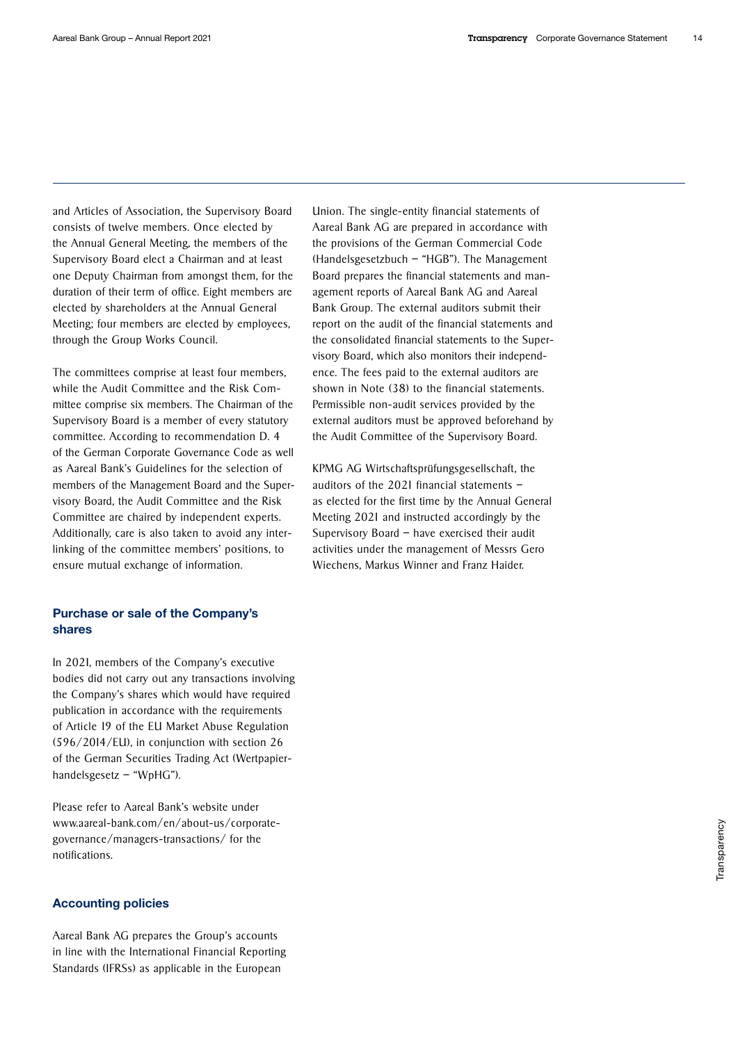and Articles of Association, the Supervisory Board consists of twelve members. Once elected by the Annual General Meeting, the members of the Supervisory Board elect a Chairman and at least one Deputy Chairman from amongst them, for the duration of their term of office. Eight members are elected by shareholders at the Annual General Meeting; four members are elected by employees, through the Group Works Council.

The committees comprise at least four members, while the Audit Committee and the Risk Committee comprise six members. The Chairman of the Supervisory Board is a member of every statutory committee. According to recommendation D. 4 of the German Corporate Governance Code as well as Aareal Bank's Guidelines for the selection of members of the Management Board and the Supervisory Board, the Audit Committee and the Risk Committee are chaired by independent experts. Additionally, care is also taken to avoid any interlinking of the committee members' positions, to ensure mutual exchange of information.

## Purchase or sale of the Company's shares

In 2021, members of the Company's executive bodies did not carry out any transactions involving the Company's shares which would have required publication in accordance with the requirements of Article 19 of the EU Market Abuse Regulation (596/2014/EU), in conjunction with section 26 of the German Securities Trading Act (Wertpapierhandelsgesetz – "WpHG").

Please refer to Aareal Bank's website under www.aareal-bank.com/en/about-us/corporate-governance/managers-transactions/ for the notifications.

## Accounting policies

Aareal Bank AG prepares the Group's accounts in line with the International Financial Reporting Standards (IFRSs) as applicable in the European Union. The single-entity financial statements of Aareal Bank AG are prepared in accordance with the provisions of the German Commercial Code (Handelsgesetzbuch – "HGB"). The Management Board prepares the financial statements and management reports of Aareal Bank AG and Aareal Bank Group. The external auditors submit their report on the audit of the financial statements and the consolidated financial statements to the Supervisory Board, which also monitors their independence. The fees paid to the external auditors are shown in Note (38) to the financial statements. Permissible non-audit services provided by the external auditors must be approved beforehand by the Audit Committee of the Supervisory Board.

KPMG AG Wirtschaftsprüfungsgesellschaft, the auditors of the 2021 financial statements – as elected for the first time by the Annual General Meeting 2021 and instructed accordingly by the Supervisory Board – have exercised their audit activities under the management of Messrs Gero Wiechens, Markus Winner and Franz Haider.